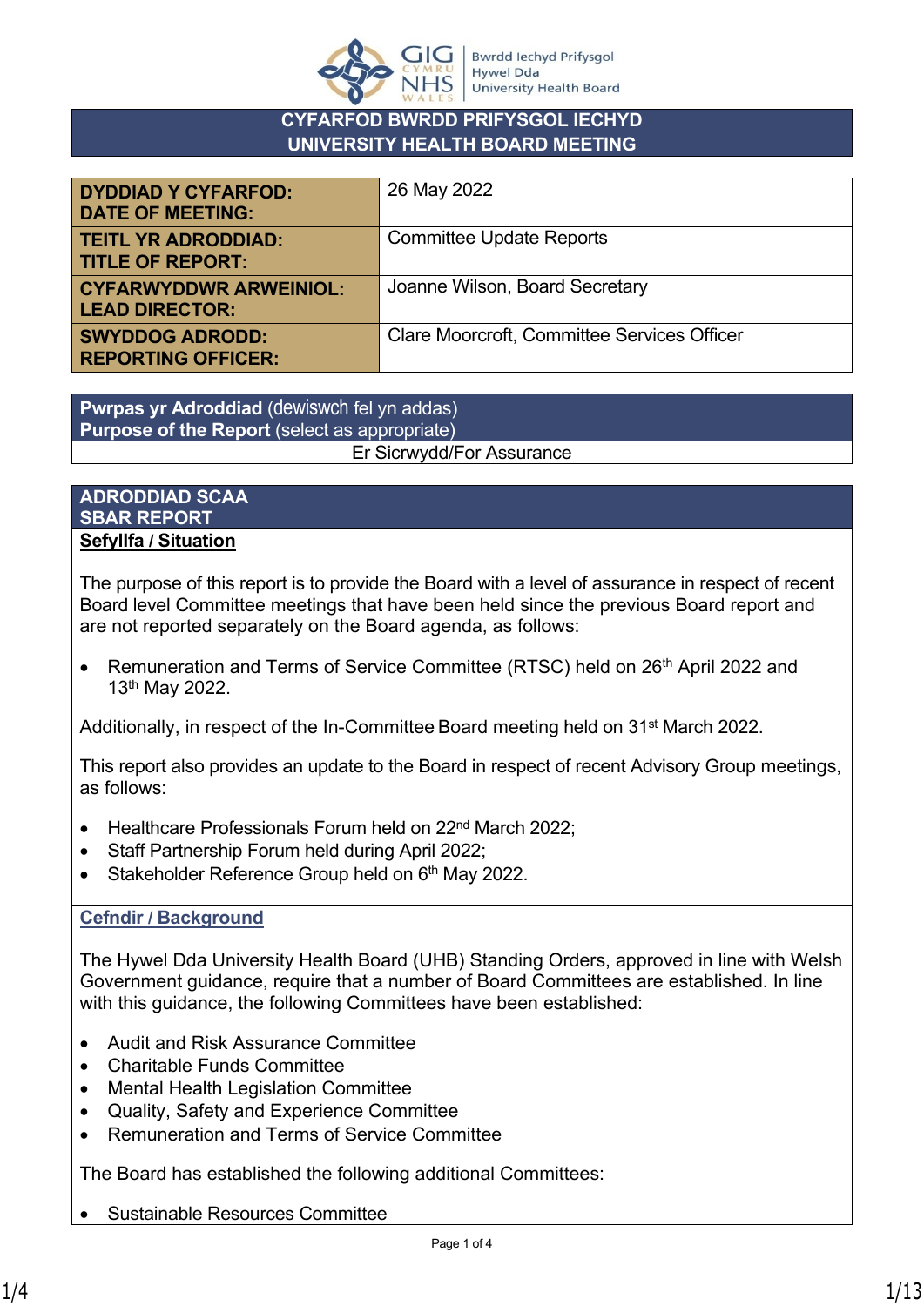# CYFARFOD BWRDD PRIFYSGOL IECHYD
# UNIVERSITY HEALTH BOARD MEETING

| | |
|---|---|
| **DYDDIAD Y CYFARFOD: DATE OF MEETING:** | 26 May 2022 |
| **TEITL YR ADRODDIAD: TITLE OF REPORT:** | Committee Update Reports |
| **CYFARWYDDWR ARWEINIOL: LEAD DIRECTOR:** | Joanne Wilson, Board Secretary |
| **SWYDDOG ADRODD: REPORTING OFFICER:** | Clare Moorcroft, Committee Services Officer |

| **Pwrpas yr Adroddiad** (dewiswch fel yn addas) **Purpose of the Report** (select as appropriate) |
|---|
| Er Sicrwydd/For Assurance |

## ADRODDIAD SCAA
## SBAR REPORT

**Sefyllfa / Situation**

The purpose of this report is to provide the Board with a level of assurance in respect of recent Board level Committee meetings that have been held since the previous Board report and are not reported separately on the Board agenda, as follows:

- Remuneration and Terms of Service Committee (RTSC) held on 26th April 2022 and 13th May 2022.

Additionally, in respect of the In-Committee Board meeting held on 31st March 2022.

This report also provides an update to the Board in respect of recent Advisory Group meetings, as follows:

- Healthcare Professionals Forum held on 22nd March 2022;
- Staff Partnership Forum held during April 2022;
- Stakeholder Reference Group held on 6th May 2022.

**Cefndir / Background**

The Hywel Dda University Health Board (UHB) Standing Orders, approved in line with Welsh Government guidance, require that a number of Board Committees are established. In line with this guidance, the following Committees have been established:

- Audit and Risk Assurance Committee
- Charitable Funds Committee
- Mental Health Legislation Committee
- Quality, Safety and Experience Committee
- Remuneration and Terms of Service Committee

The Board has established the following additional Committees:

- Sustainable Resources Committee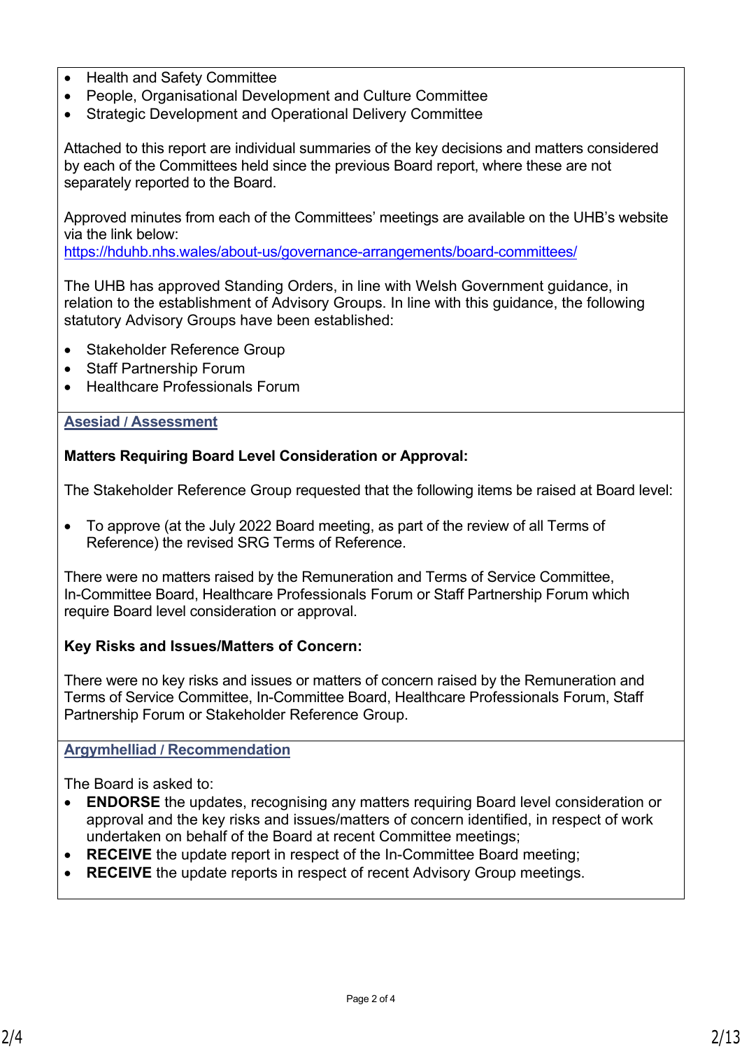- Health and Safety Committee
- People, Organisational Development and Culture Committee
- Strategic Development and Operational Delivery Committee

Attached to this report are individual summaries of the key decisions and matters considered by each of the Committees held since the previous Board report, where these are not separately reported to the Board.

Approved minutes from each of the Committees' meetings are available on the UHB's website via the link below:
https://hduhb.nhs.wales/about-us/governance-arrangements/board-committees/

The UHB has approved Standing Orders, in line with Welsh Government guidance, in relation to the establishment of Advisory Groups. In line with this guidance, the following statutory Advisory Groups have been established:

- Stakeholder Reference Group
- Staff Partnership Forum
- Healthcare Professionals Forum

## Asesiad / Assessment

**Matters Requiring Board Level Consideration or Approval:**

The Stakeholder Reference Group requested that the following items be raised at Board level:

- To approve (at the July 2022 Board meeting, as part of the review of all Terms of Reference) the revised SRG Terms of Reference.

There were no matters raised by the Remuneration and Terms of Service Committee, In-Committee Board, Healthcare Professionals Forum or Staff Partnership Forum which require Board level consideration or approval.

**Key Risks and Issues/Matters of Concern:**

There were no key risks and issues or matters of concern raised by the Remuneration and Terms of Service Committee, In-Committee Board, Healthcare Professionals Forum, Staff Partnership Forum or Stakeholder Reference Group.

## Argymhelliad / Recommendation

The Board is asked to:

- **ENDORSE** the updates, recognising any matters requiring Board level consideration or approval and the key risks and issues/matters of concern identified, in respect of work undertaken on behalf of the Board at recent Committee meetings;
- **RECEIVE** the update report in respect of the In-Committee Board meeting;
- **RECEIVE** the update reports in respect of recent Advisory Group meetings.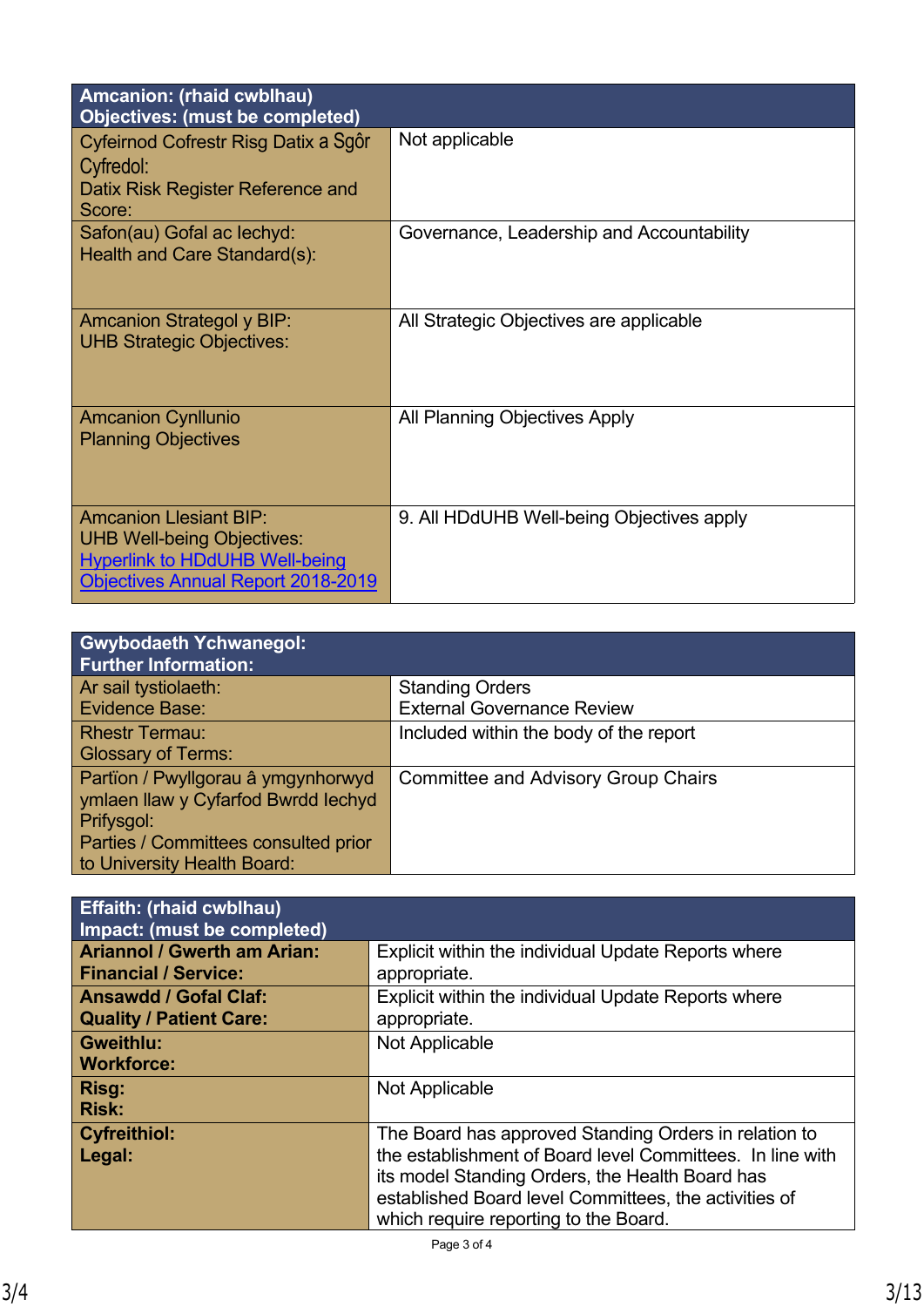| **Amcanion: (rhaid cwblhau)**<br>**Objectives: (must be completed)** | |
|---|---|
| Cyfeirnod Cofrestr Risg Datix a Sgôr Cyfredol:<br>Datix Risk Register Reference and Score: | Not applicable |
| Safon(au) Gofal ac Iechyd:<br>Health and Care Standard(s): | Governance, Leadership and Accountability |
| Amcanion Strategol y BIP:<br>UHB Strategic Objectives: | All Strategic Objectives are applicable |
| Amcanion Cynllunio<br>Planning Objectives | All Planning Objectives Apply |
| Amcanion Llesiant BIP:<br>UHB Well-being Objectives:<br>[Hyperlink to HDdUHB Well-being Objectives Annual Report 2018-2019] | 9. All HDdUHB Well-being Objectives apply |

| **Gwybodaeth Ychwanegol:**<br>**Further Information:** | |
|---|---|
| Ar sail tystiolaeth:<br>Evidence Base: | Standing Orders<br>External Governance Review |
| Rhestr Termau:<br>Glossary of Terms: | Included within the body of the report |
| Partïon / Pwyllgorau â ymgynhorwyd ymlaen llaw y Cyfarfod Bwrdd Iechyd Prifysgol:<br>Parties / Committees consulted prior to University Health Board: | Committee and Advisory Group Chairs |

| **Effaith: (rhaid cwblhau)**<br>**Impact: (must be completed)** | |
|---|---|
| **Ariannol / Gwerth am Arian:**<br>**Financial / Service:** | Explicit within the individual Update Reports where appropriate. |
| **Ansawdd / Gofal Claf:**<br>**Quality / Patient Care:** | Explicit within the individual Update Reports where appropriate. |
| **Gweithlu:**<br>**Workforce:** | Not Applicable |
| **Risg:**<br>**Risk:** | Not Applicable |
| **Cyfreithiol:**<br>**Legal:** | The Board has approved Standing Orders in relation to the establishment of Board level Committees. In line with its model Standing Orders, the Health Board has established Board level Committees, the activities of which require reporting to the Board. |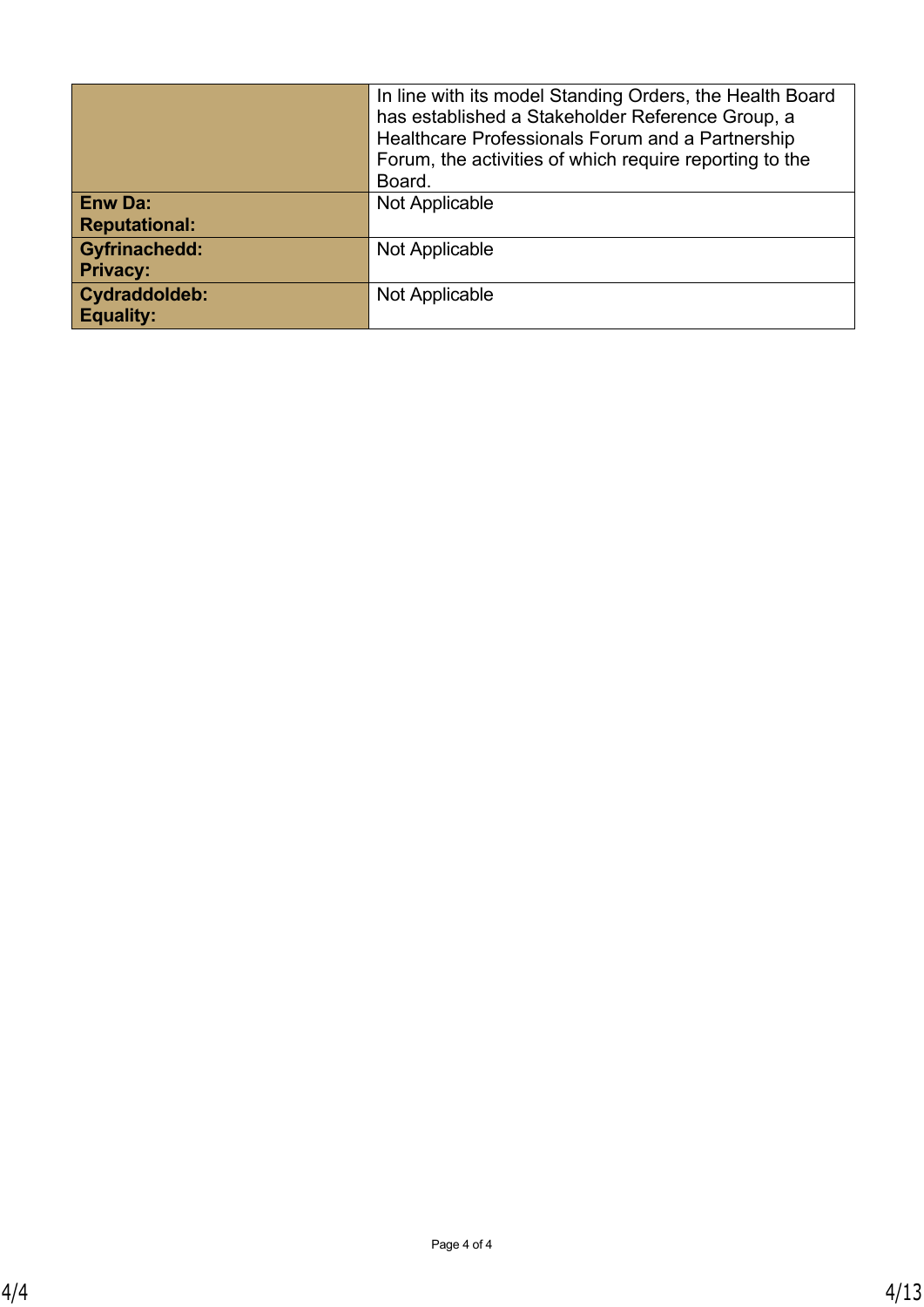| | |
|---|---|
| | In line with its model Standing Orders, the Health Board has established a Stakeholder Reference Group, a Healthcare Professionals Forum and a Partnership Forum, the activities of which require reporting to the Board. |
| **Enw Da: Reputational:** | Not Applicable |
| **Gyfrinachedd: Privacy:** | Not Applicable |
| **Cydraddoldeb: Equality:** | Not Applicable |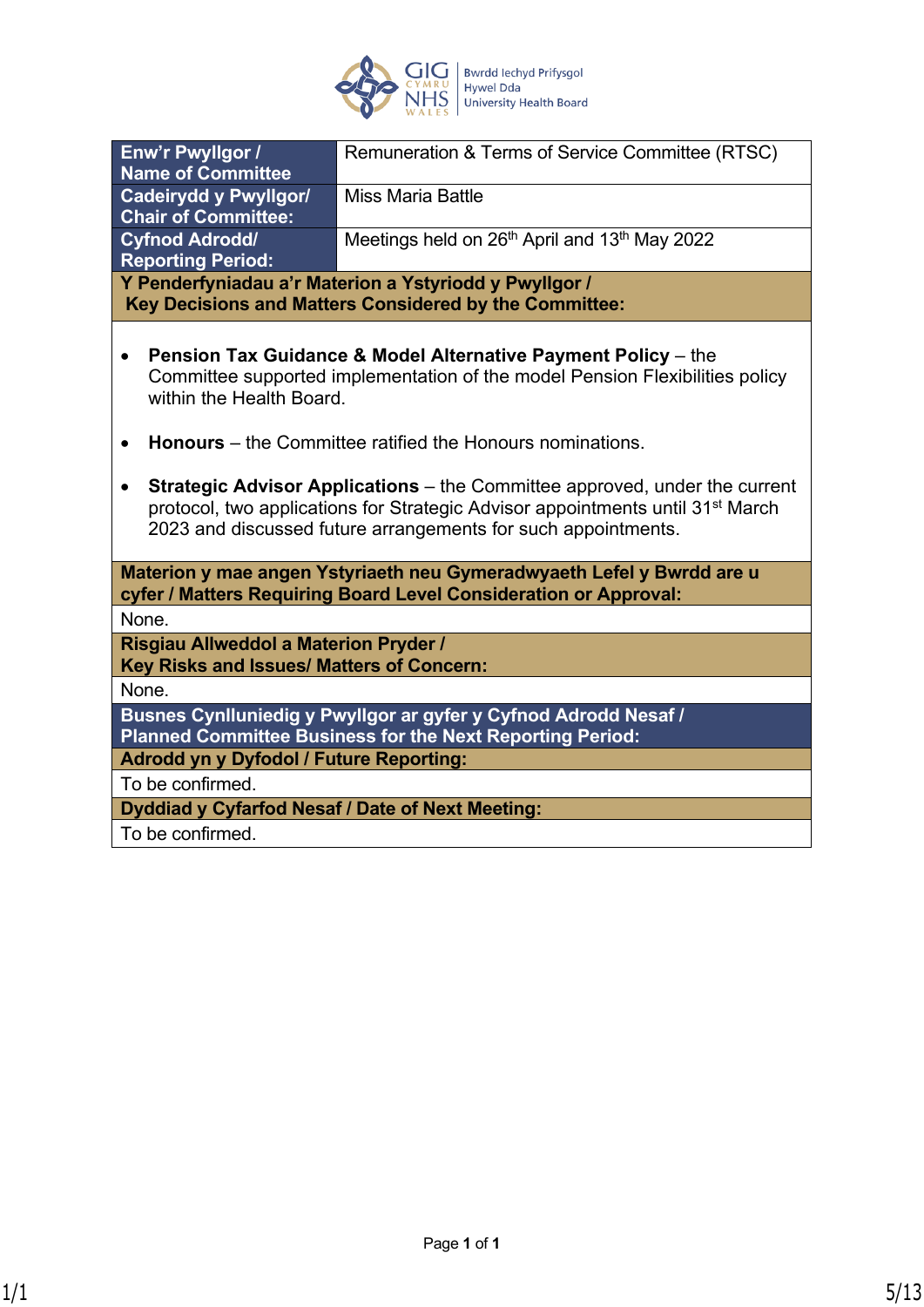Bwrdd Iechyd Prifysgol Hywel Dda University Health Board

| Enw'r Pwyllgor / Name of Committee | Remuneration & Terms of Service Committee (RTSC) |
|---|---|
| **Cadeirydd y Pwyllgor/ Chair of Committee:** | Miss Maria Battle |
| **Cyfnod Adrodd/ Reporting Period:** | Meetings held on 26th April and 13th May 2022 |

**Y Penderfyniadau a'r Materion a Ystyriodd y Pwyllgor / Key Decisions and Matters Considered by the Committee:**

- **Pension Tax Guidance & Model Alternative Payment Policy** – the Committee supported implementation of the model Pension Flexibilities policy within the Health Board.

- **Honours** – the Committee ratified the Honours nominations.

- **Strategic Advisor Applications** – the Committee approved, under the current protocol, two applications for Strategic Advisor appointments until 31st March 2023 and discussed future arrangements for such appointments.

**Materion y mae angen Ystyriaeth neu Gymeradwyaeth Lefel y Bwrdd are u cyfer / Matters Requiring Board Level Consideration or Approval:**

None.

**Risgiau Allweddol a Materion Pryder / Key Risks and Issues/ Matters of Concern:**

None.

**Busnes Cynlluniedig y Pwyllgor ar gyfer y Cyfnod Adrodd Nesaf / Planned Committee Business for the Next Reporting Period:**

**Adrodd yn y Dyfodol / Future Reporting:**

To be confirmed.

**Dyddiad y Cyfarfod Nesaf / Date of Next Meeting:**

To be confirmed.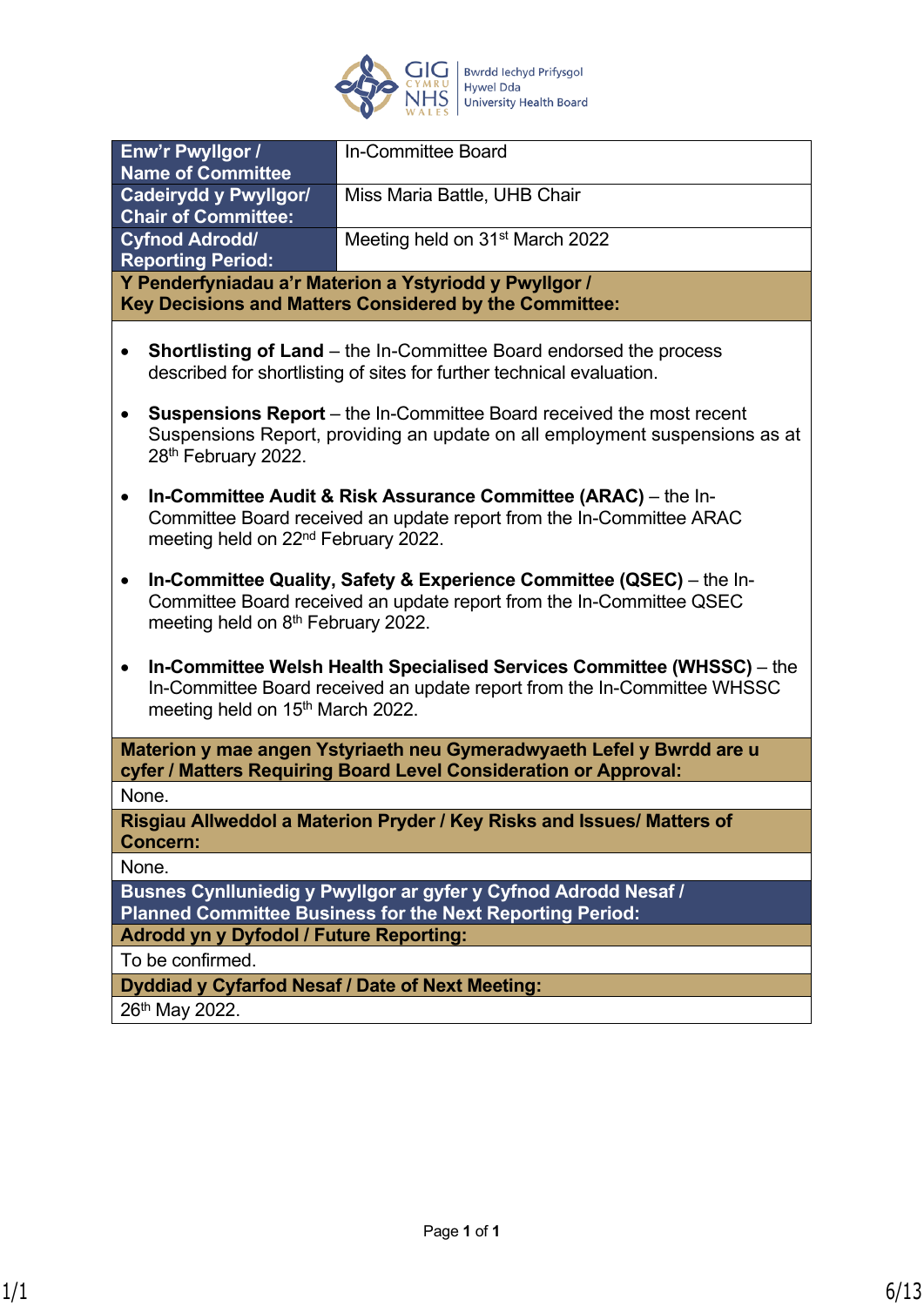| Enw'r Pwyllgor / Name of Committee | In-Committee Board |
|---|---|
| Cadeirydd y Pwyllgor/ Chair of Committee: | Miss Maria Battle, UHB Chair |
| Cyfnod Adrodd/ Reporting Period: | Meeting held on 31st March 2022 |

**Y Penderfyniadau a'r Materion a Ystyriodd y Pwyllgor / Key Decisions and Matters Considered by the Committee:**

- **Shortlisting of Land** – the In-Committee Board endorsed the process described for shortlisting of sites for further technical evaluation.
- **Suspensions Report** – the In-Committee Board received the most recent Suspensions Report, providing an update on all employment suspensions as at 28th February 2022.
- **In-Committee Audit & Risk Assurance Committee (ARAC)** – the In-Committee Board received an update report from the In-Committee ARAC meeting held on 22nd February 2022.
- **In-Committee Quality, Safety & Experience Committee (QSEC)** – the In-Committee Board received an update report from the In-Committee QSEC meeting held on 8th February 2022.
- **In-Committee Welsh Health Specialised Services Committee (WHSSC)** – the In-Committee Board received an update report from the In-Committee WHSSC meeting held on 15th March 2022.

**Materion y mae angen Ystyriaeth neu Gymeradwyaeth Lefel y Bwrdd are u cyfer / Matters Requiring Board Level Consideration or Approval:**

None.

**Risgiau Allweddol a Materion Pryder / Key Risks and Issues/ Matters of Concern:**

None.

**Busnes Cynlluniedig y Pwyllgor ar gyfer y Cyfnod Adrodd Nesaf / Planned Committee Business for the Next Reporting Period:**

**Adrodd yn y Dyfodol / Future Reporting:**

To be confirmed.

**Dyddiad y Cyfarfod Nesaf / Date of Next Meeting:**

26th May 2022.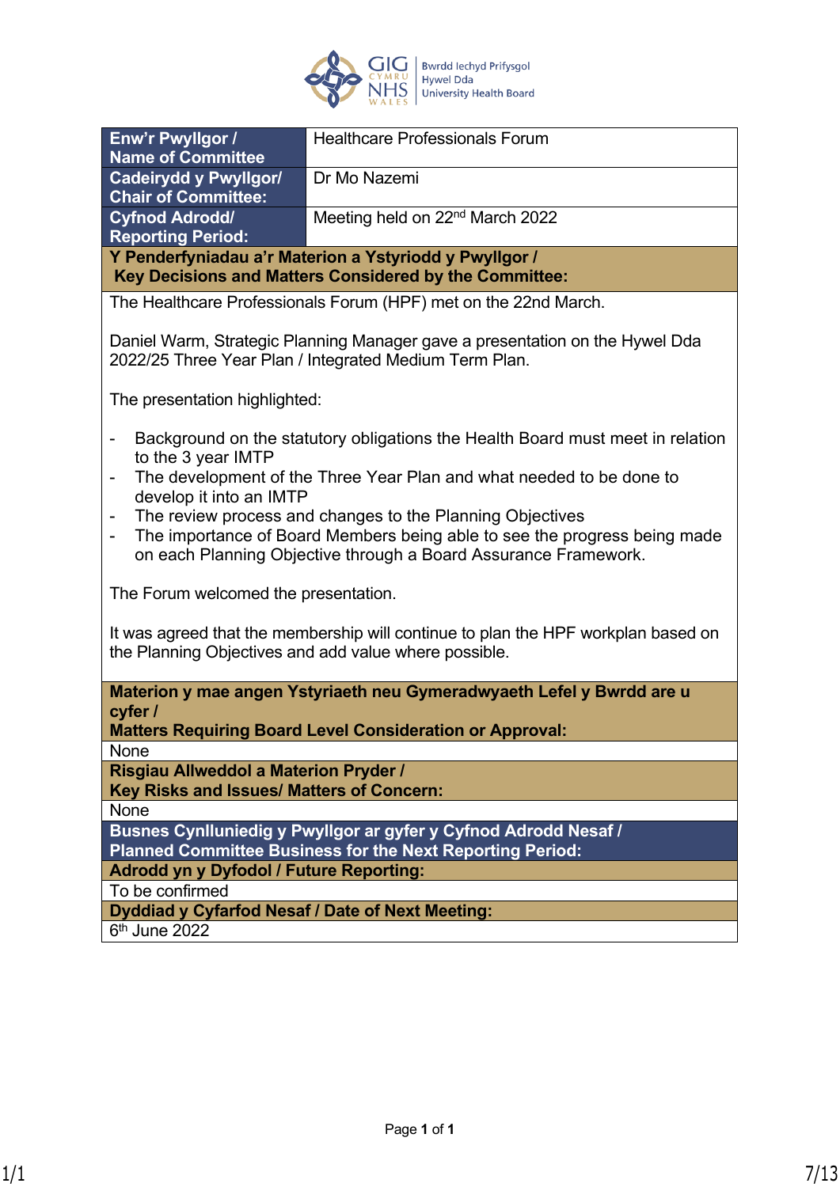| Enw'r Pwyllgor / Name of Committee | Healthcare Professionals Forum |
|---|---|
| Cadeirydd y Pwyllgor/ Chair of Committee: | Dr Mo Nazemi |
| Cyfnod Adrodd/ Reporting Period: | Meeting held on 22nd March 2022 |

**Y Penderfyniadau a'r Materion a Ystyriodd y Pwyllgor / Key Decisions and Matters Considered by the Committee:**

The Healthcare Professionals Forum (HPF) met on the 22nd March.

Daniel Warm, Strategic Planning Manager gave a presentation on the Hywel Dda 2022/25 Three Year Plan / Integrated Medium Term Plan.

The presentation highlighted:

- Background on the statutory obligations the Health Board must meet in relation to the 3 year IMTP
- The development of the Three Year Plan and what needed to be done to develop it into an IMTP
- The review process and changes to the Planning Objectives
- The importance of Board Members being able to see the progress being made on each Planning Objective through a Board Assurance Framework.

The Forum welcomed the presentation.

It was agreed that the membership will continue to plan the HPF workplan based on the Planning Objectives and add value where possible.

**Materion y mae angen Ystyriaeth neu Gymeradwyaeth Lefel y Bwrdd are u cyfer / Matters Requiring Board Level Consideration or Approval:**

None

**Risgiau Allweddol a Materion Pryder / Key Risks and Issues/ Matters of Concern:**

None

**Busnes Cynlluniedig y Pwyllgor ar gyfer y Cyfnod Adrodd Nesaf / Planned Committee Business for the Next Reporting Period:**

**Adrodd yn y Dyfodol / Future Reporting:**

To be confirmed

**Dyddiad y Cyfarfod Nesaf / Date of Next Meeting:**

6th June 2022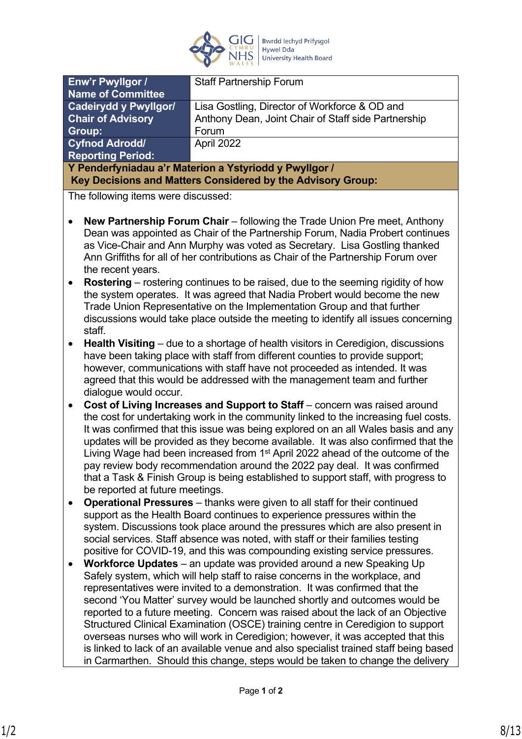| Enw'r Pwyllgor / Name of Committee | Staff Partnership Forum |
|---|---|
| Cadeirydd y Pwyllgor/ Chair of Advisory Group: | Lisa Gostling, Director of Workforce & OD and Anthony Dean, Joint Chair of Staff side Partnership Forum |
| Cyfnod Adrodd/ Reporting Period: | April 2022 |

**Y Penderfyniadau a'r Materion a Ystyriodd y Pwyllgor / Key Decisions and Matters Considered by the Advisory Group:**

The following items were discussed:

- **New Partnership Forum Chair** – following the Trade Union Pre meet, Anthony Dean was appointed as Chair of the Partnership Forum, Nadia Probert continues as Vice-Chair and Ann Murphy was voted as Secretary. Lisa Gostling thanked Ann Griffiths for all of her contributions as Chair of the Partnership Forum over the recent years.
- **Rostering** – rostering continues to be raised, due to the seeming rigidity of how the system operates. It was agreed that Nadia Probert would become the new Trade Union Representative on the Implementation Group and that further discussions would take place outside the meeting to identify all issues concerning staff.
- **Health Visiting** – due to a shortage of health visitors in Ceredigion, discussions have been taking place with staff from different counties to provide support; however, communications with staff have not proceeded as intended. It was agreed that this would be addressed with the management team and further dialogue would occur.
- **Cost of Living Increases and Support to Staff** – concern was raised around the cost for undertaking work in the community linked to the increasing fuel costs. It was confirmed that this issue was being explored on an all Wales basis and any updates will be provided as they become available. It was also confirmed that the Living Wage had been increased from 1st April 2022 ahead of the outcome of the pay review body recommendation around the 2022 pay deal. It was confirmed that a Task & Finish Group is being established to support staff, with progress to be reported at future meetings.
- **Operational Pressures** – thanks were given to all staff for their continued support as the Health Board continues to experience pressures within the system. Discussions took place around the pressures which are also present in social services. Staff absence was noted, with staff or their families testing positive for COVID-19, and this was compounding existing service pressures.
- **Workforce Updates** – an update was provided around a new Speaking Up Safely system, which will help staff to raise concerns in the workplace, and representatives were invited to a demonstration. It was confirmed that the second 'You Matter' survey would be launched shortly and outcomes would be reported to a future meeting. Concern was raised about the lack of an Objective Structured Clinical Examination (OSCE) training centre in Ceredigion to support overseas nurses who will work in Ceredigion; however, it was accepted that this is linked to lack of an available venue and also specialist trained staff being based in Carmarthen. Should this change, steps would be taken to change the delivery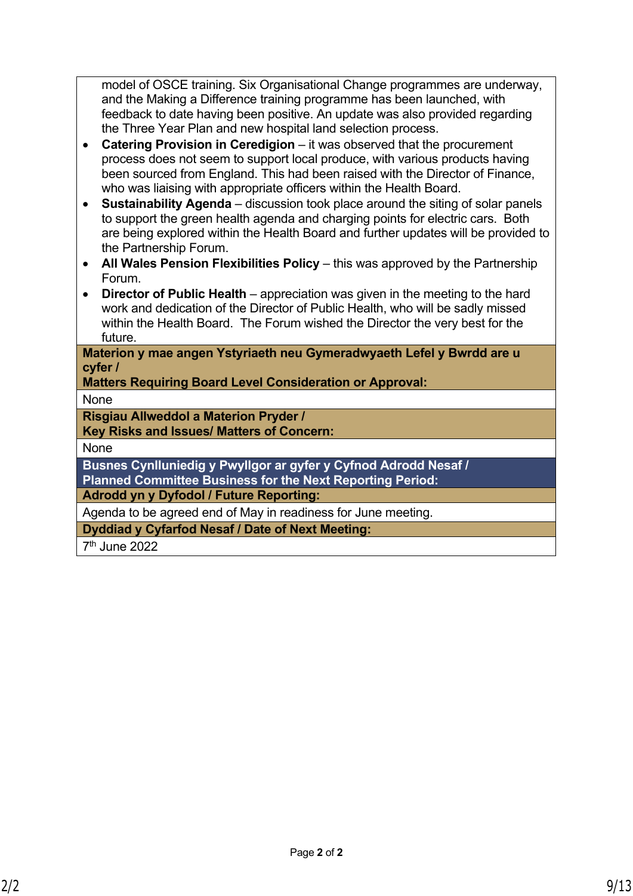model of OSCE training. Six Organisational Change programmes are underway, and the Making a Difference training programme has been launched, with feedback to date having been positive. An update was also provided regarding the Three Year Plan and new hospital land selection process.

- **Catering Provision in Ceredigion** – it was observed that the procurement process does not seem to support local produce, with various products having been sourced from England. This had been raised with the Director of Finance, who was liaising with appropriate officers within the Health Board.
- **Sustainability Agenda** – discussion took place around the siting of solar panels to support the green health agenda and charging points for electric cars. Both are being explored within the Health Board and further updates will be provided to the Partnership Forum.
- **All Wales Pension Flexibilities Policy** – this was approved by the Partnership Forum.
- **Director of Public Health** – appreciation was given in the meeting to the hard work and dedication of the Director of Public Health, who will be sadly missed within the Health Board. The Forum wished the Director the very best for the future.

**Materion y mae angen Ystyriaeth neu Gymeradwyaeth Lefel y Bwrdd are u cyfer /**
**Matters Requiring Board Level Consideration or Approval:**

None

**Risgiau Allweddol a Materion Pryder /**
**Key Risks and Issues/ Matters of Concern:**

None

**Busnes Cynlluniedig y Pwyllgor ar gyfer y Cyfnod Adrodd Nesaf /**
**Planned Committee Business for the Next Reporting Period:**

**Adrodd yn y Dyfodol / Future Reporting:**

Agenda to be agreed end of May in readiness for June meeting.

**Dyddiad y Cyfarfod Nesaf / Date of Next Meeting:**

7th June 2022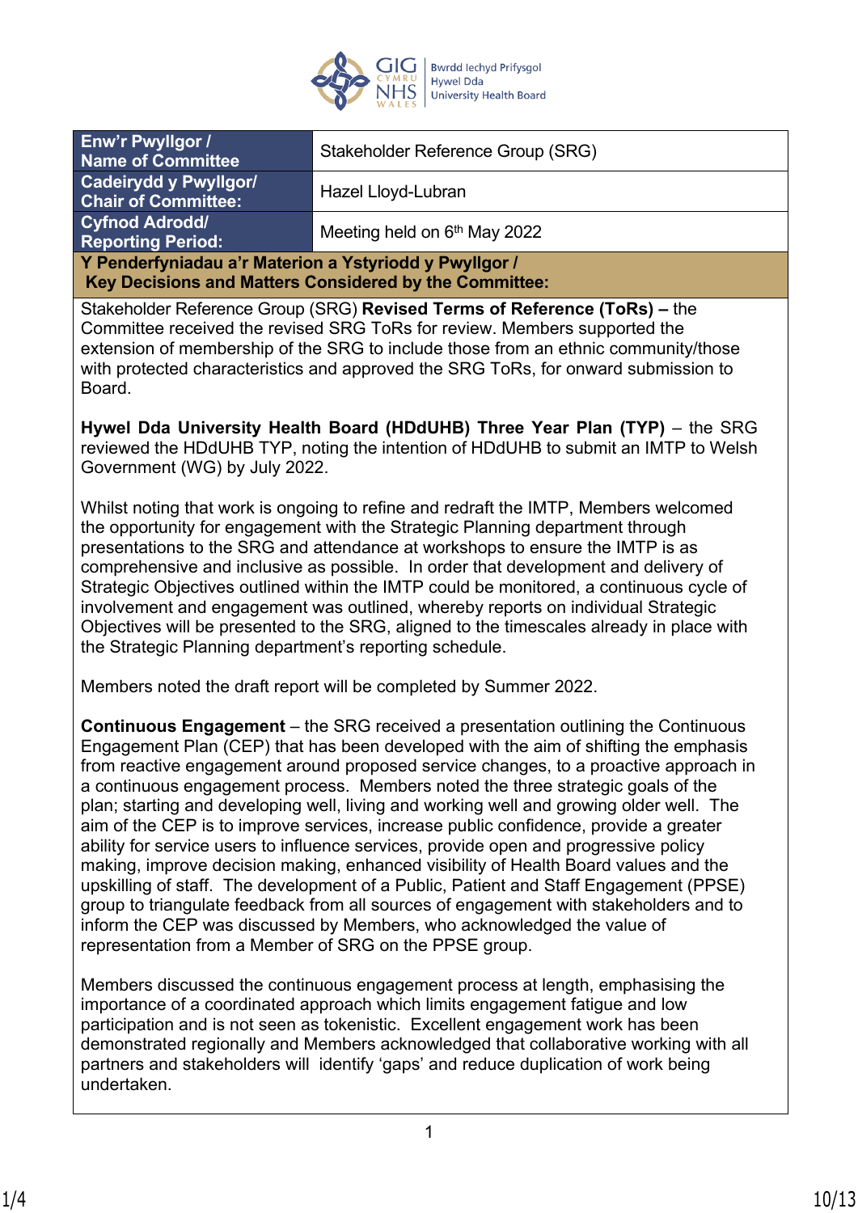| Enw'r Pwyllgor / Name of Committee | Stakeholder Reference Group (SRG) |
|---|---|
| Cadeirydd y Pwyllgor/ Chair of Committee: | Hazel Lloyd-Lubran |
| Cyfnod Adrodd/ Reporting Period: | Meeting held on 6th May 2022 |

**Y Penderfyniadau a'r Materion a Ystyriodd y Pwyllgor / Key Decisions and Matters Considered by the Committee:**

Stakeholder Reference Group (SRG) **Revised Terms of Reference (ToRs) –** the Committee received the revised SRG ToRs for review. Members supported the extension of membership of the SRG to include those from an ethnic community/those with protected characteristics and approved the SRG ToRs, for onward submission to Board.

**Hywel Dda University Health Board (HDdUHB) Three Year Plan (TYP)** – the SRG reviewed the HDdUHB TYP, noting the intention of HDdUHB to submit an IMTP to Welsh Government (WG) by July 2022.

Whilst noting that work is ongoing to refine and redraft the IMTP, Members welcomed the opportunity for engagement with the Strategic Planning department through presentations to the SRG and attendance at workshops to ensure the IMTP is as comprehensive and inclusive as possible. In order that development and delivery of Strategic Objectives outlined within the IMTP could be monitored, a continuous cycle of involvement and engagement was outlined, whereby reports on individual Strategic Objectives will be presented to the SRG, aligned to the timescales already in place with the Strategic Planning department's reporting schedule.

Members noted the draft report will be completed by Summer 2022.

**Continuous Engagement** – the SRG received a presentation outlining the Continuous Engagement Plan (CEP) that has been developed with the aim of shifting the emphasis from reactive engagement around proposed service changes, to a proactive approach in a continuous engagement process. Members noted the three strategic goals of the plan; starting and developing well, living and working well and growing older well. The aim of the CEP is to improve services, increase public confidence, provide a greater ability for service users to influence services, provide open and progressive policy making, improve decision making, enhanced visibility of Health Board values and the upskilling of staff. The development of a Public, Patient and Staff Engagement (PPSE) group to triangulate feedback from all sources of engagement with stakeholders and to inform the CEP was discussed by Members, who acknowledged the value of representation from a Member of SRG on the PPSE group.

Members discussed the continuous engagement process at length, emphasising the importance of a coordinated approach which limits engagement fatigue and low participation and is not seen as tokenistic. Excellent engagement work has been demonstrated regionally and Members acknowledged that collaborative working with all partners and stakeholders will identify 'gaps' and reduce duplication of work being undertaken.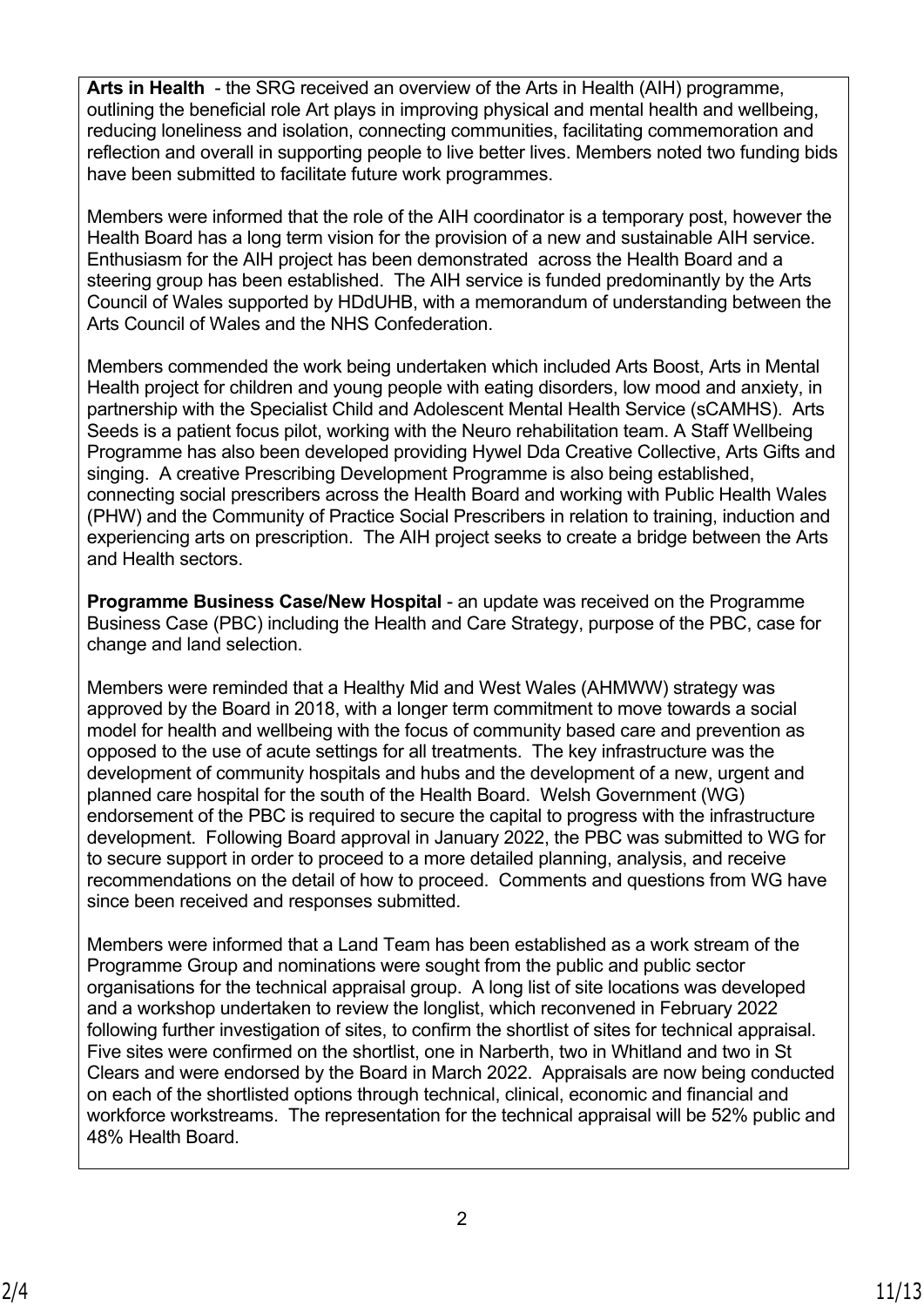**Arts in Health** - the SRG received an overview of the Arts in Health (AIH) programme, outlining the beneficial role Art plays in improving physical and mental health and wellbeing, reducing loneliness and isolation, connecting communities, facilitating commemoration and reflection and overall in supporting people to live better lives. Members noted two funding bids have been submitted to facilitate future work programmes.

Members were informed that the role of the AIH coordinator is a temporary post, however the Health Board has a long term vision for the provision of a new and sustainable AIH service. Enthusiasm for the AIH project has been demonstrated across the Health Board and a steering group has been established. The AIH service is funded predominantly by the Arts Council of Wales supported by HDdUHB, with a memorandum of understanding between the Arts Council of Wales and the NHS Confederation.

Members commended the work being undertaken which included Arts Boost, Arts in Mental Health project for children and young people with eating disorders, low mood and anxiety, in partnership with the Specialist Child and Adolescent Mental Health Service (sCAMHS). Arts Seeds is a patient focus pilot, working with the Neuro rehabilitation team. A Staff Wellbeing Programme has also been developed providing Hywel Dda Creative Collective, Arts Gifts and singing. A creative Prescribing Development Programme is also being established, connecting social prescribers across the Health Board and working with Public Health Wales (PHW) and the Community of Practice Social Prescribers in relation to training, induction and experiencing arts on prescription. The AIH project seeks to create a bridge between the Arts and Health sectors.

**Programme Business Case/New Hospital** - an update was received on the Programme Business Case (PBC) including the Health and Care Strategy, purpose of the PBC, case for change and land selection.

Members were reminded that a Healthy Mid and West Wales (AHMWW) strategy was approved by the Board in 2018, with a longer term commitment to move towards a social model for health and wellbeing with the focus of community based care and prevention as opposed to the use of acute settings for all treatments. The key infrastructure was the development of community hospitals and hubs and the development of a new, urgent and planned care hospital for the south of the Health Board. Welsh Government (WG) endorsement of the PBC is required to secure the capital to progress with the infrastructure development. Following Board approval in January 2022, the PBC was submitted to WG for to secure support in order to proceed to a more detailed planning, analysis, and receive recommendations on the detail of how to proceed. Comments and questions from WG have since been received and responses submitted.

Members were informed that a Land Team has been established as a work stream of the Programme Group and nominations were sought from the public and public sector organisations for the technical appraisal group. A long list of site locations was developed and a workshop undertaken to review the longlist, which reconvened in February 2022 following further investigation of sites, to confirm the shortlist of sites for technical appraisal. Five sites were confirmed on the shortlist, one in Narberth, two in Whitland and two in St Clears and were endorsed by the Board in March 2022. Appraisals are now being conducted on each of the shortlisted options through technical, clinical, economic and financial and workforce workstreams. The representation for the technical appraisal will be 52% public and 48% Health Board.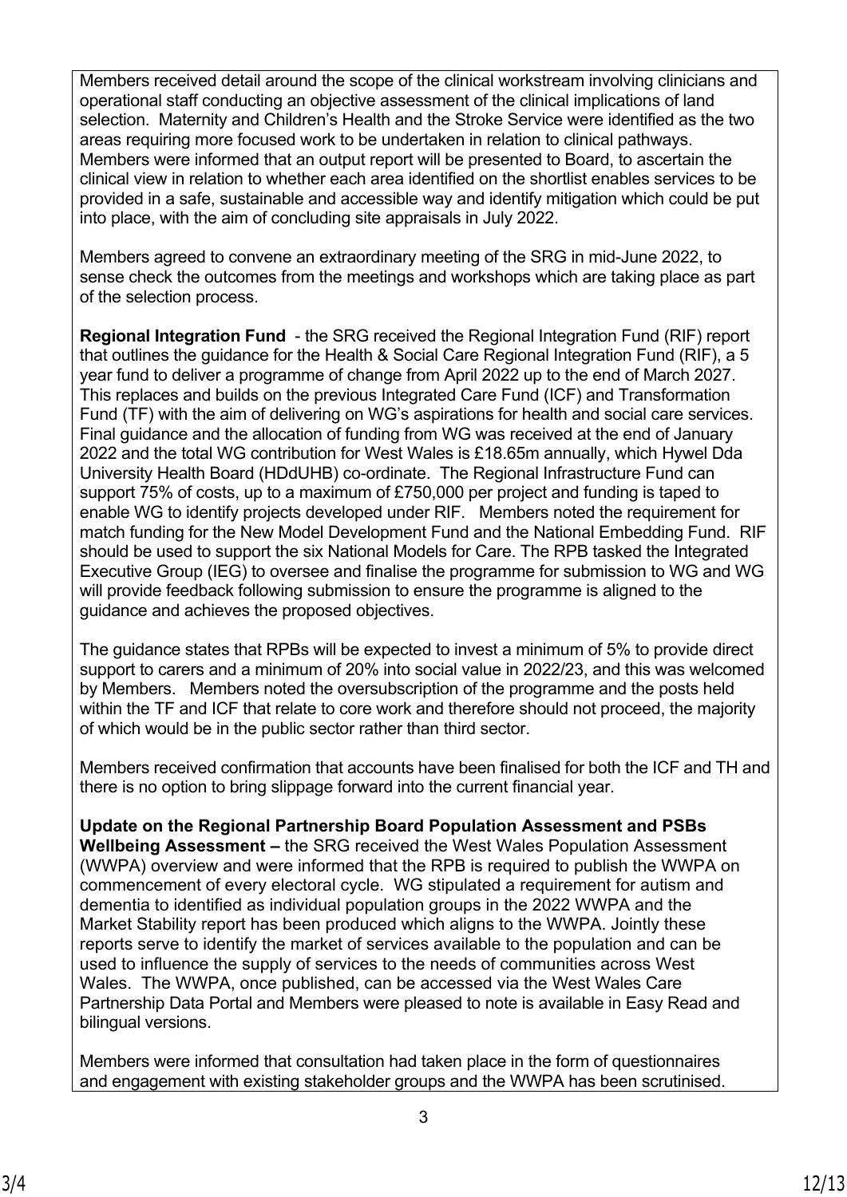Members received detail around the scope of the clinical workstream involving clinicians and operational staff conducting an objective assessment of the clinical implications of land selection. Maternity and Children's Health and the Stroke Service were identified as the two areas requiring more focused work to be undertaken in relation to clinical pathways. Members were informed that an output report will be presented to Board, to ascertain the clinical view in relation to whether each area identified on the shortlist enables services to be provided in a safe, sustainable and accessible way and identify mitigation which could be put into place, with the aim of concluding site appraisals in July 2022.

Members agreed to convene an extraordinary meeting of the SRG in mid-June 2022, to sense check the outcomes from the meetings and workshops which are taking place as part of the selection process.

**Regional Integration Fund** - the SRG received the Regional Integration Fund (RIF) report that outlines the guidance for the Health & Social Care Regional Integration Fund (RIF), a 5 year fund to deliver a programme of change from April 2022 up to the end of March 2027. This replaces and builds on the previous Integrated Care Fund (ICF) and Transformation Fund (TF) with the aim of delivering on WG's aspirations for health and social care services. Final guidance and the allocation of funding from WG was received at the end of January 2022 and the total WG contribution for West Wales is £18.65m annually, which Hywel Dda University Health Board (HDdUHB) co-ordinate. The Regional Infrastructure Fund can support 75% of costs, up to a maximum of £750,000 per project and funding is taped to enable WG to identify projects developed under RIF. Members noted the requirement for match funding for the New Model Development Fund and the National Embedding Fund. RIF should be used to support the six National Models for Care. The RPB tasked the Integrated Executive Group (IEG) to oversee and finalise the programme for submission to WG and WG will provide feedback following submission to ensure the programme is aligned to the guidance and achieves the proposed objectives.

The guidance states that RPBs will be expected to invest a minimum of 5% to provide direct support to carers and a minimum of 20% into social value in 2022/23, and this was welcomed by Members. Members noted the oversubscription of the programme and the posts held within the TF and ICF that relate to core work and therefore should not proceed, the majority of which would be in the public sector rather than third sector.

Members received confirmation that accounts have been finalised for both the ICF and TH and there is no option to bring slippage forward into the current financial year.

**Update on the Regional Partnership Board Population Assessment and PSBs Wellbeing Assessment –** the SRG received the West Wales Population Assessment (WWPA) overview and were informed that the RPB is required to publish the WWPA on commencement of every electoral cycle. WG stipulated a requirement for autism and dementia to identified as individual population groups in the 2022 WWPA and the Market Stability report has been produced which aligns to the WWPA. Jointly these reports serve to identify the market of services available to the population and can be used to influence the supply of services to the needs of communities across West Wales. The WWPA, once published, can be accessed via the West Wales Care Partnership Data Portal and Members were pleased to note is available in Easy Read and bilingual versions.

Members were informed that consultation had taken place in the form of questionnaires and engagement with existing stakeholder groups and the WWPA has been scrutinised.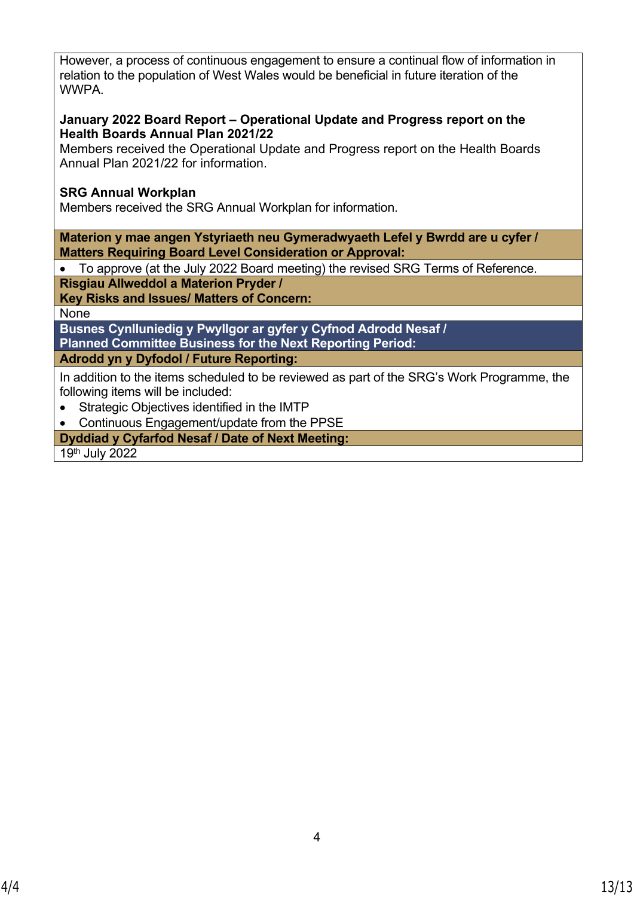However, a process of continuous engagement to ensure a continual flow of information in relation to the population of West Wales would be beneficial in future iteration of the WWPA.

**January 2022 Board Report – Operational Update and Progress report on the Health Boards Annual Plan 2021/22**

Members received the Operational Update and Progress report on the Health Boards Annual Plan 2021/22 for information.

**SRG Annual Workplan**

Members received the SRG Annual Workplan for information.

**Materion y mae angen Ystyriaeth neu Gymeradwyaeth Lefel y Bwrdd are u cyfer / Matters Requiring Board Level Consideration or Approval:**

- To approve (at the July 2022 Board meeting) the revised SRG Terms of Reference.

**Risgiau Allweddol a Materion Pryder / Key Risks and Issues/ Matters of Concern:**

None

**Busnes Cynlluniedig y Pwyllgor ar gyfer y Cyfnod Adrodd Nesaf / Planned Committee Business for the Next Reporting Period:**

**Adrodd yn y Dyfodol / Future Reporting:**

In addition to the items scheduled to be reviewed as part of the SRG's Work Programme, the following items will be included:

- Strategic Objectives identified in the IMTP
- Continuous Engagement/update from the PPSE

**Dyddiad y Cyfarfod Nesaf / Date of Next Meeting:**

19th July 2022